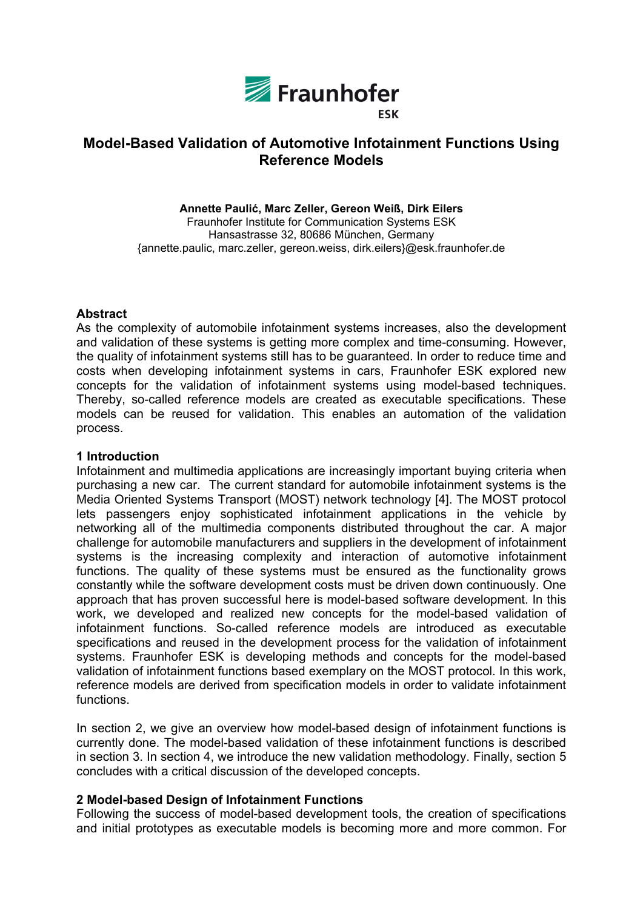Fraunhofer ESK

# Model-Based Validation of Automotive Infotainment Functions Using Reference Models

**Annette Paulić, Marc Zeller, Gereon Weiß, Dirk Eilers**
Fraunhofer Institute for Communication Systems ESK
Hansastrasse 32, 80686 München, Germany
{annette.paulic, marc.zeller, gereon.weiss, dirk.eilers}@esk.fraunhofer.de

## Abstract

As the complexity of automobile infotainment systems increases, also the development and validation of these systems is getting more complex and time-consuming. However, the quality of infotainment systems still has to be guaranteed. In order to reduce time and costs when developing infotainment systems in cars, Fraunhofer ESK explored new concepts for the validation of infotainment systems using model-based techniques. Thereby, so-called reference models are created as executable specifications. These models can be reused for validation. This enables an automation of the validation process.

## 1 Introduction

Infotainment and multimedia applications are increasingly important buying criteria when purchasing a new car. The current standard for automobile infotainment systems is the Media Oriented Systems Transport (MOST) network technology [4]. The MOST protocol lets passengers enjoy sophisticated infotainment applications in the vehicle by networking all of the multimedia components distributed throughout the car. A major challenge for automobile manufacturers and suppliers in the development of infotainment systems is the increasing complexity and interaction of automotive infotainment functions. The quality of these systems must be ensured as the functionality grows constantly while the software development costs must be driven down continuously. One approach that has proven successful here is model-based software development. In this work, we developed and realized new concepts for the model-based validation of infotainment functions. So-called reference models are introduced as executable specifications and reused in the development process for the validation of infotainment systems. Fraunhofer ESK is developing methods and concepts for the model-based validation of infotainment functions based exemplary on the MOST protocol. In this work, reference models are derived from specification models in order to validate infotainment functions.

In section 2, we give an overview how model-based design of infotainment functions is currently done. The model-based validation of these infotainment functions is described in section 3. In section 4, we introduce the new validation methodology. Finally, section 5 concludes with a critical discussion of the developed concepts.

## 2 Model-based Design of Infotainment Functions

Following the success of model-based development tools, the creation of specifications and initial prototypes as executable models is becoming more and more common. For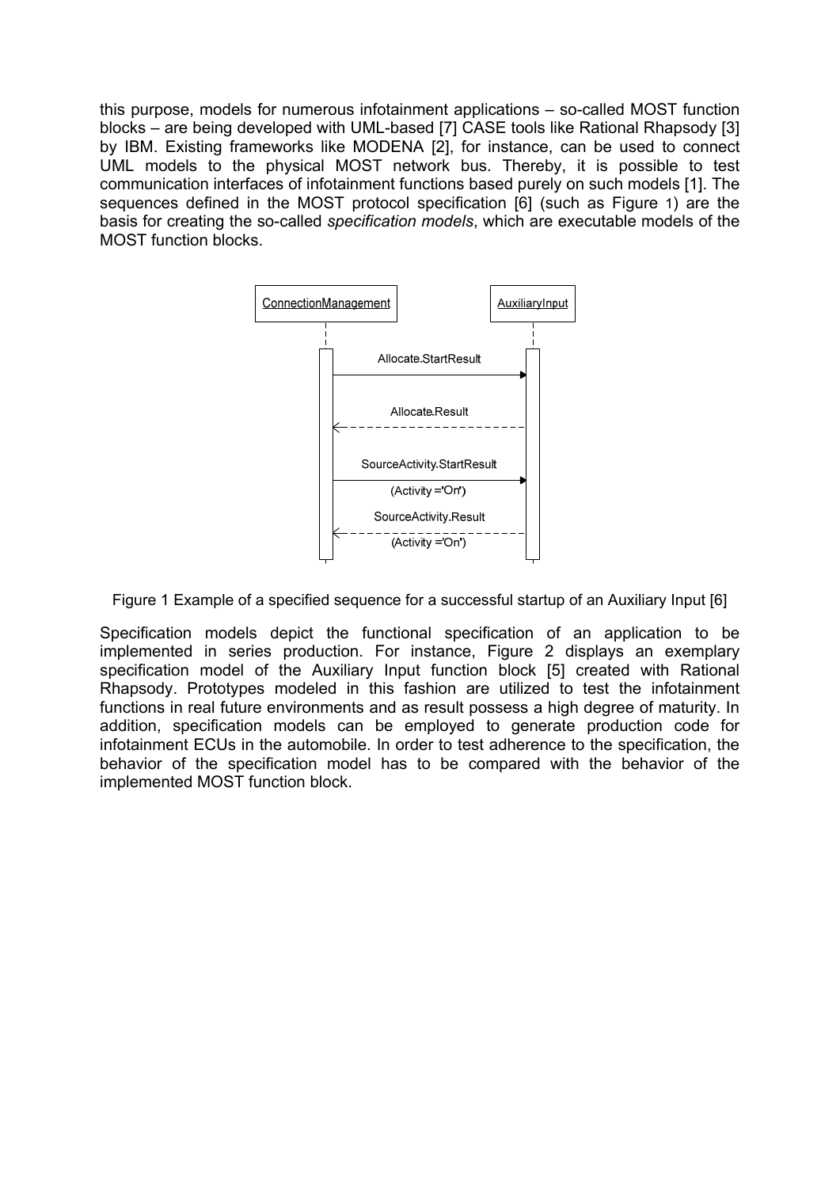this purpose, models for numerous infotainment applications – so-called MOST function blocks – are being developed with UML-based [7] CASE tools like Rational Rhapsody [3] by IBM. Existing frameworks like MODENA [2], for instance, can be used to connect UML models to the physical MOST network bus. Thereby, it is possible to test communication interfaces of infotainment functions based purely on such models [1]. The sequences defined in the MOST protocol specification [6] (such as Figure 1) are the basis for creating the so-called *specification models*, which are executable models of the MOST function blocks.

Figure 1 Example of a specified sequence for a successful startup of an Auxiliary Input [6]

Specification models depict the functional specification of an application to be implemented in series production. For instance, Figure 2 displays an exemplary specification model of the Auxiliary Input function block [5] created with Rational Rhapsody. Prototypes modeled in this fashion are utilized to test the infotainment functions in real future environments and as result possess a high degree of maturity. In addition, specification models can be employed to generate production code for infotainment ECUs in the automobile. In order to test adherence to the specification, the behavior of the specification model has to be compared with the behavior of the implemented MOST function block.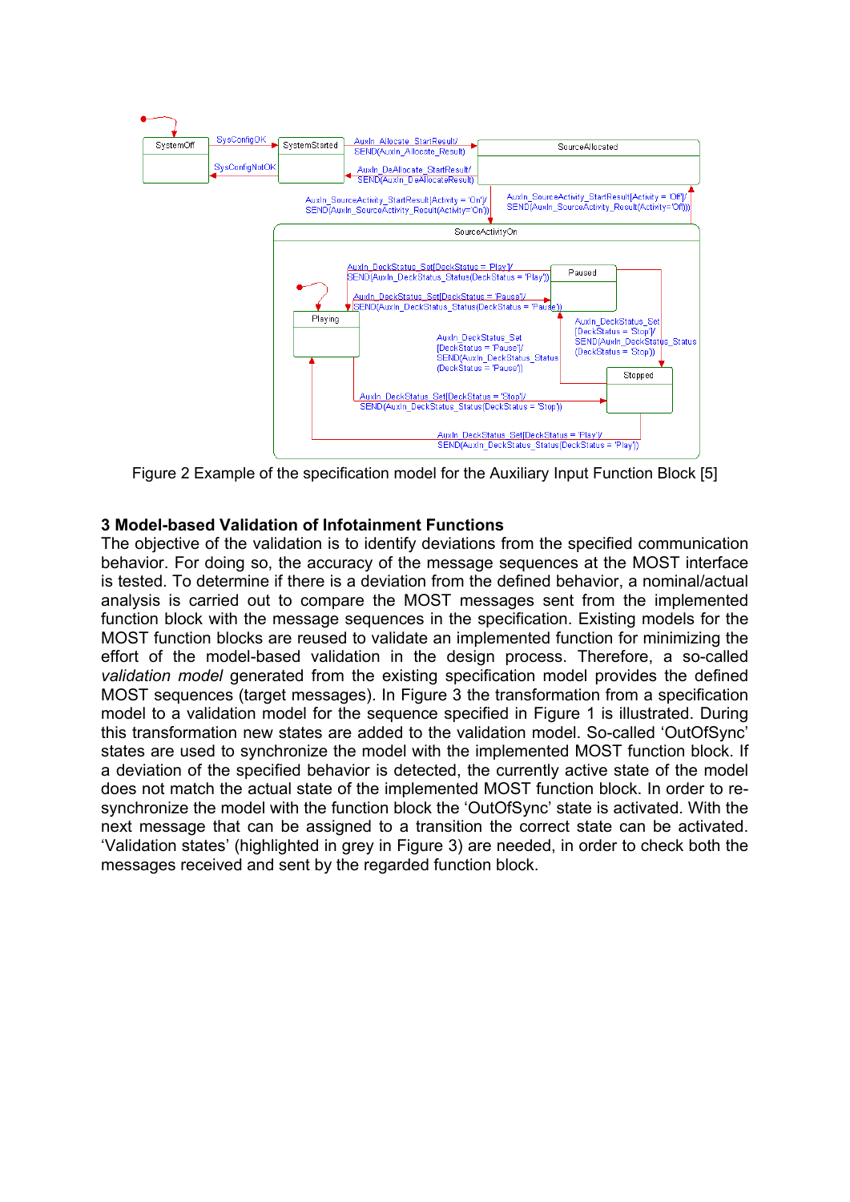Figure 2 Example of the specification model for the Auxiliary Input Function Block [5]

### 3 Model-based Validation of Infotainment Functions

The objective of the validation is to identify deviations from the specified communication behavior. For doing so, the accuracy of the message sequences at the MOST interface is tested. To determine if there is a deviation from the defined behavior, a nominal/actual analysis is carried out to compare the MOST messages sent from the implemented function block with the message sequences in the specification. Existing models for the MOST function blocks are reused to validate an implemented function for minimizing the effort of the model-based validation in the design process. Therefore, a so-called *validation model* generated from the existing specification model provides the defined MOST sequences (target messages). In Figure 3 the transformation from a specification model to a validation model for the sequence specified in Figure 1 is illustrated. During this transformation new states are added to the validation model. So-called 'OutOfSync' states are used to synchronize the model with the implemented MOST function block. If a deviation of the specified behavior is detected, the currently active state of the model does not match the actual state of the implemented MOST function block. In order to re-synchronize the model with the function block the 'OutOfSync' state is activated. With the next message that can be assigned to a transition the correct state can be activated. 'Validation states' (highlighted in grey in Figure 3) are needed, in order to check both the messages received and sent by the regarded function block.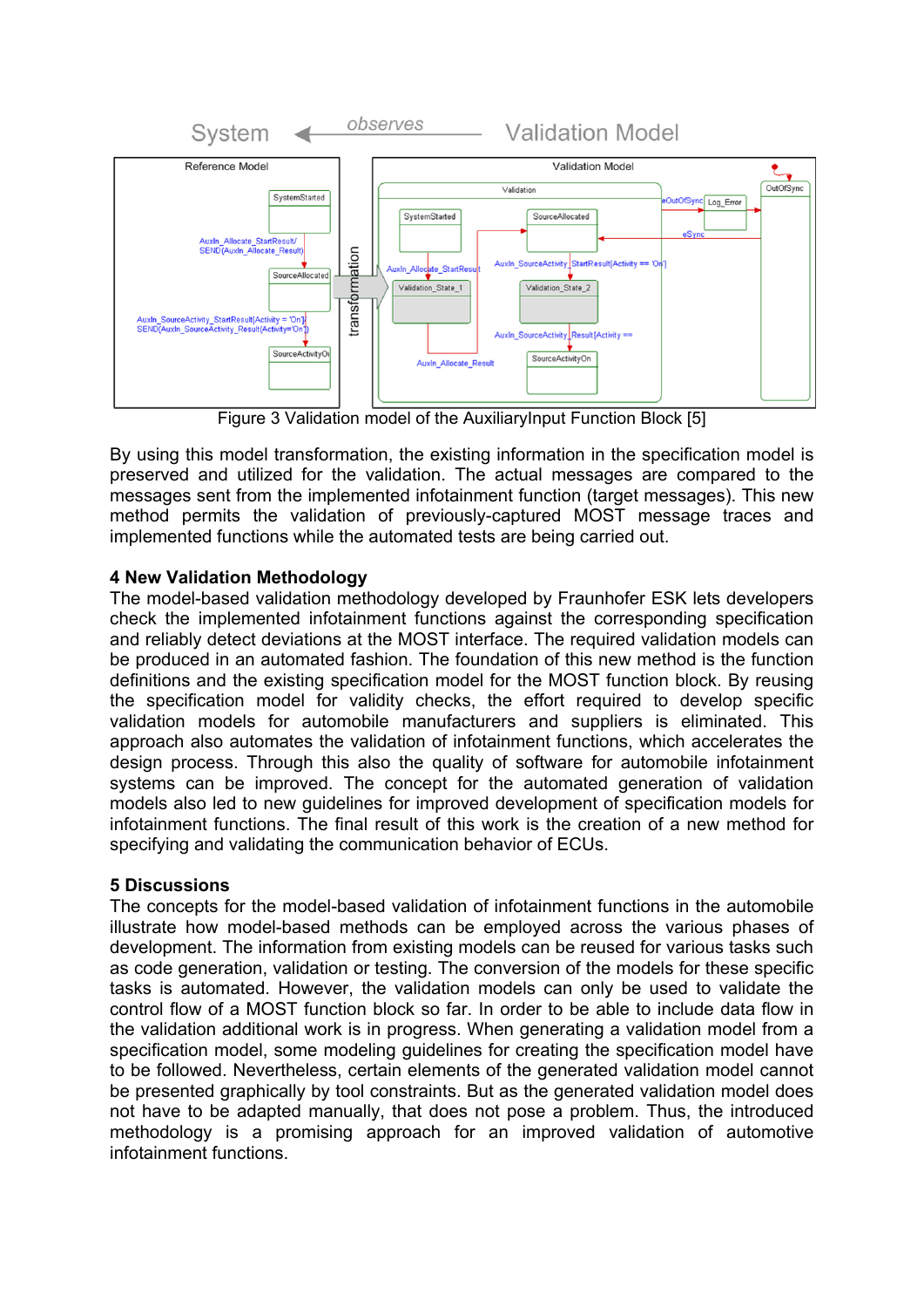Figure 3 Validation model of the AuxiliaryInput Function Block [5]

By using this model transformation, the existing information in the specification model is preserved and utilized for the validation. The actual messages are compared to the messages sent from the implemented infotainment function (target messages). This new method permits the validation of previously-captured MOST message traces and implemented functions while the automated tests are being carried out.

## 4 New Validation Methodology

The model-based validation methodology developed by Fraunhofer ESK lets developers check the implemented infotainment functions against the corresponding specification and reliably detect deviations at the MOST interface. The required validation models can be produced in an automated fashion. The foundation of this new method is the function definitions and the existing specification model for the MOST function block. By reusing the specification model for validity checks, the effort required to develop specific validation models for automobile manufacturers and suppliers is eliminated. This approach also automates the validation of infotainment functions, which accelerates the design process. Through this also the quality of software for automobile infotainment systems can be improved. The concept for the automated generation of validation models also led to new guidelines for improved development of specification models for infotainment functions. The final result of this work is the creation of a new method for specifying and validating the communication behavior of ECUs.

## 5 Discussions

The concepts for the model-based validation of infotainment functions in the automobile illustrate how model-based methods can be employed across the various phases of development. The information from existing models can be reused for various tasks such as code generation, validation or testing. The conversion of the models for these specific tasks is automated. However, the validation models can only be used to validate the control flow of a MOST function block so far. In order to be able to include data flow in the validation additional work is in progress. When generating a validation model from a specification model, some modeling guidelines for creating the specification model have to be followed. Nevertheless, certain elements of the generated validation model cannot be presented graphically by tool constraints. But as the generated validation model does not have to be adapted manually, that does not pose a problem. Thus, the introduced methodology is a promising approach for an improved validation of automotive infotainment functions.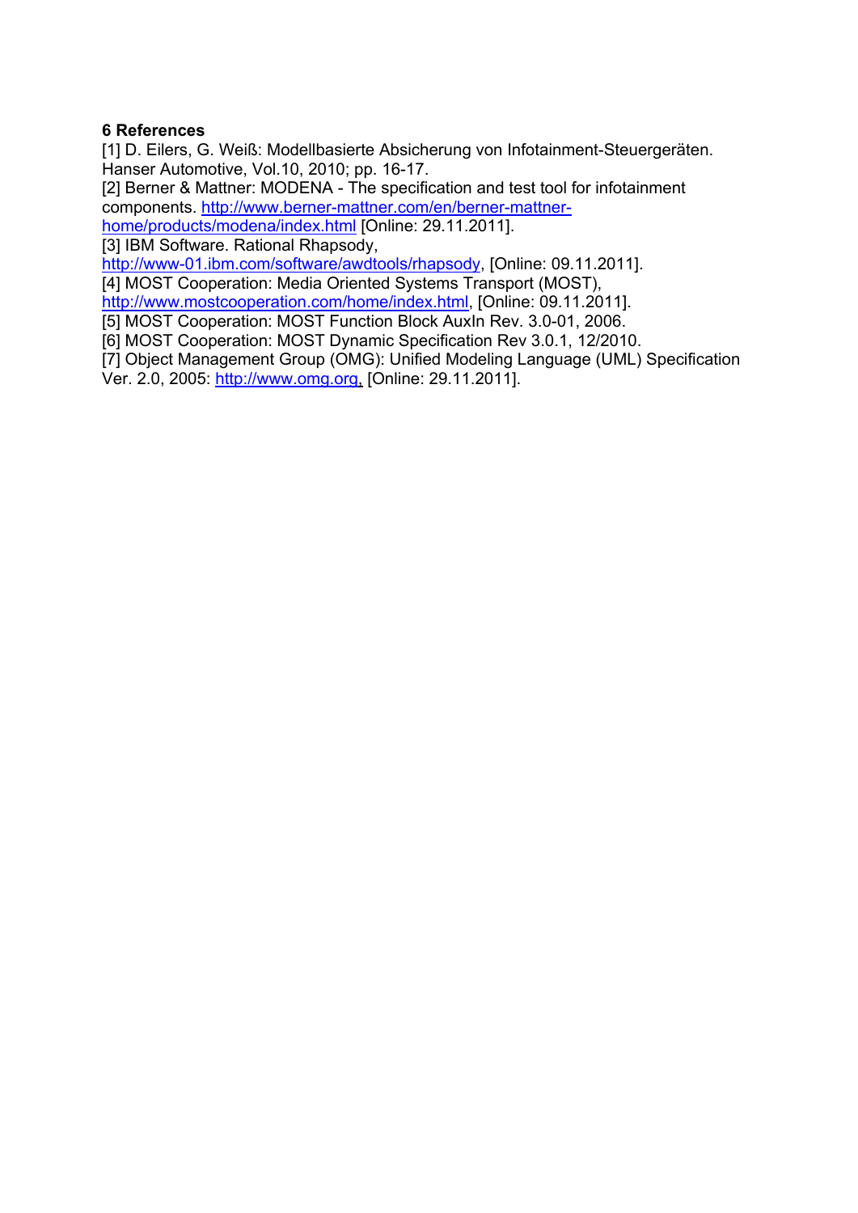## 6 References

[1] D. Eilers, G. Weiß: Modellbasierte Absicherung von Infotainment-Steuergeräten. Hanser Automotive, Vol.10, 2010; pp. 16-17.

[2] Berner & Mattner: MODENA - The specification and test tool for infotainment components. http://www.berner-mattner.com/en/berner-mattner-home/products/modena/index.html [Online: 29.11.2011].

[3] IBM Software. Rational Rhapsody, http://www-01.ibm.com/software/awdtools/rhapsody, [Online: 09.11.2011].

[4] MOST Cooperation: Media Oriented Systems Transport (MOST), http://www.mostcooperation.com/home/index.html, [Online: 09.11.2011].

[5] MOST Cooperation: MOST Function Block AuxIn Rev. 3.0-01, 2006.

[6] MOST Cooperation: MOST Dynamic Specification Rev 3.0.1, 12/2010.

[7] Object Management Group (OMG): Unified Modeling Language (UML) Specification Ver. 2.0, 2005: http://www.omg.org, [Online: 29.11.2011].